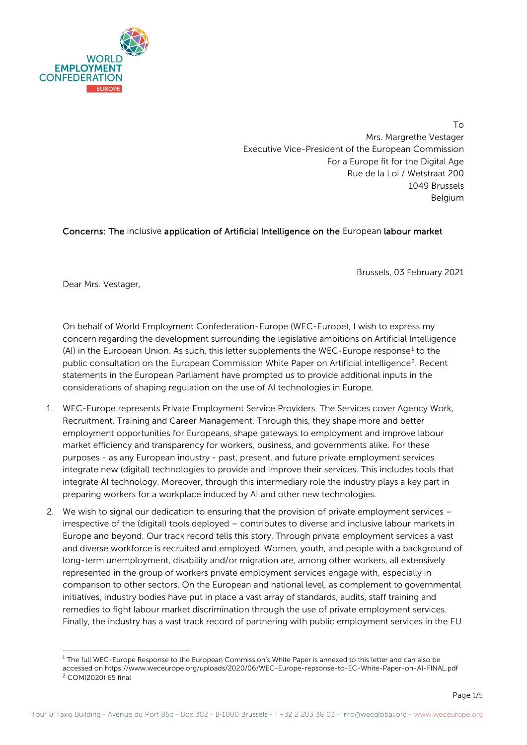WORLD EMPLOYMENT CONFEDERATION EUROPE

To
Mrs. Margrethe Vestager
Executive Vice-President of the European Commission
For a Europe fit for the Digital Age
Rue de la Loi / Wetstraat 200
1049 Brussels
Belgium

**Concerns: The** inclusive **application of Artificial Intelligence on the** European **labour market**

Brussels, 03 February 2021

Dear Mrs. Vestager,

On behalf of World Employment Confederation-Europe (WEC-Europe), I wish to express my concern regarding the development surrounding the legislative ambitions on Artificial Intelligence (AI) in the European Union. As such, this letter supplements the WEC-Europe response[1] to the public consultation on the European Commission White Paper on Artificial intelligence[2]. Recent statements in the European Parliament have prompted us to provide additional inputs in the considerations of shaping regulation on the use of AI technologies in Europe.

1. WEC-Europe represents Private Employment Service Providers. The Services cover Agency Work, Recruitment, Training and Career Management. Through this, they shape more and better employment opportunities for Europeans, shape gateways to employment and improve labour market efficiency and transparency for workers, business, and governments alike. For these purposes - as any European industry - past, present, and future private employment services integrate new (digital) technologies to provide and improve their services. This includes tools that integrate AI technology. Moreover, through this intermediary role the industry plays a key part in preparing workers for a workplace induced by AI and other new technologies.
2. We wish to signal our dedication to ensuring that the provision of private employment services – irrespective of the (digital) tools deployed – contributes to diverse and inclusive labour markets in Europe and beyond. Our track record tells this story. Through private employment services a vast and diverse workforce is recruited and employed. Women, youth, and people with a background of long-term unemployment, disability and/or migration are, among other workers, all extensively represented in the group of workers private employment services engage with, especially in comparison to other sectors. On the European and national level, as complement to governmental initiatives, industry bodies have put in place a vast array of standards, audits, staff training and remedies to fight labour market discrimination through the use of private employment services. Finally, the industry has a vast track record of partnering with public employment services in the EU

[1] The full WEC-Europe Response to the European Commission's White Paper is annexed to this letter and can also be accessed on https://www.weceurope.org/uploads/2020/06/WEC-Europe-repsonse-to-EC-White-Paper-on-AI-FINAL.pdf

[2] COM(2020) 65 final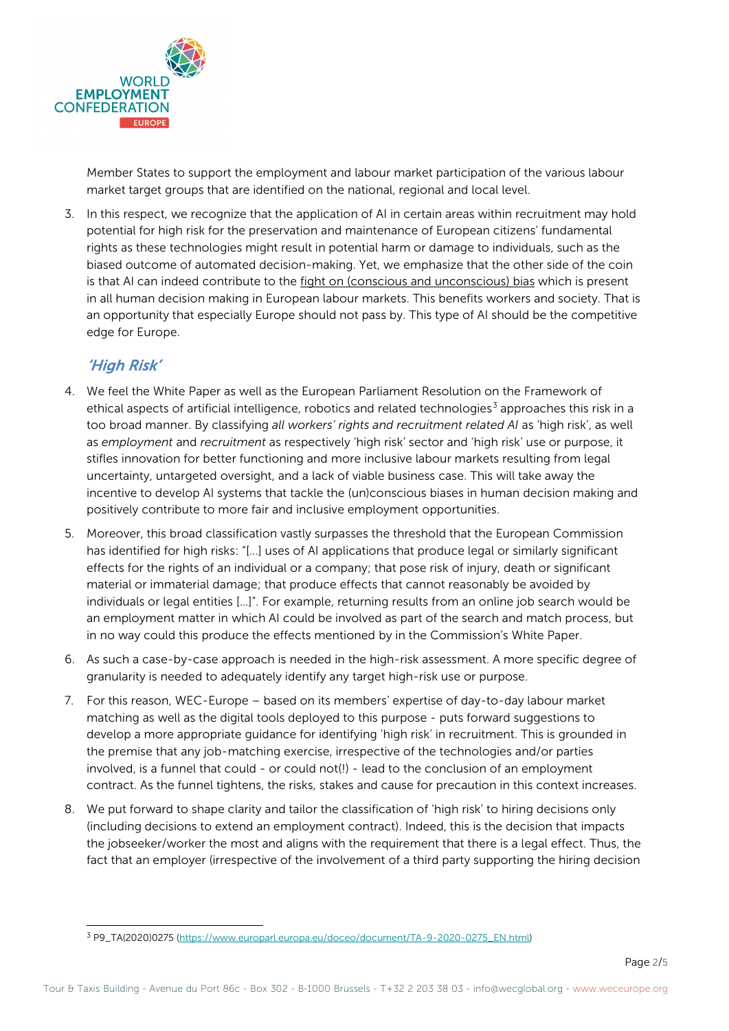Member States to support the employment and labour market participation of the various labour market target groups that are identified on the national, regional and local level.

3. In this respect, we recognize that the application of AI in certain areas within recruitment may hold potential for high risk for the preservation and maintenance of European citizens' fundamental rights as these technologies might result in potential harm or damage to individuals, such as the biased outcome of automated decision-making. Yet, we emphasize that the other side of the coin is that AI can indeed contribute to the fight on (conscious and unconscious) bias which is present in all human decision making in European labour markets. This benefits workers and society. That is an opportunity that especially Europe should not pass by. This type of AI should be the competitive edge for Europe.

## *'High Risk'*

4. We feel the White Paper as well as the European Parliament Resolution on the Framework of ethical aspects of artificial intelligence, robotics and related technologies[3] approaches this risk in a too broad manner. By classifying *all workers' rights and recruitment related AI* as 'high risk', as well as *employment* and *recruitment* as respectively 'high risk' sector and 'high risk' use or purpose, it stifles innovation for better functioning and more inclusive labour markets resulting from legal uncertainty, untargeted oversight, and a lack of viable business case. This will take away the incentive to develop AI systems that tackle the (un)conscious biases in human decision making and positively contribute to more fair and inclusive employment opportunities.

5. Moreover, this broad classification vastly surpasses the threshold that the European Commission has identified for high risks: "[…] uses of AI applications that produce legal or similarly significant effects for the rights of an individual or a company; that pose risk of injury, death or significant material or immaterial damage; that produce effects that cannot reasonably be avoided by individuals or legal entities […]". For example, returning results from an online job search would be an employment matter in which AI could be involved as part of the search and match process, but in no way could this produce the effects mentioned by in the Commission's White Paper.

6. As such a case-by-case approach is needed in the high-risk assessment. A more specific degree of granularity is needed to adequately identify any target high-risk use or purpose.

7. For this reason, WEC-Europe – based on its members' expertise of day-to-day labour market matching as well as the digital tools deployed to this purpose - puts forward suggestions to develop a more appropriate guidance for identifying 'high risk' in recruitment. This is grounded in the premise that any job-matching exercise, irrespective of the technologies and/or parties involved, is a funnel that could - or could not(!) - lead to the conclusion of an employment contract. As the funnel tightens, the risks, stakes and cause for precaution in this context increases.

8. We put forward to shape clarity and tailor the classification of 'high risk' to hiring decisions only (including decisions to extend an employment contract). Indeed, this is the decision that impacts the jobseeker/worker the most and aligns with the requirement that there is a legal effect. Thus, the fact that an employer (irrespective of the involvement of a third party supporting the hiring decision

[3] P9_TA(2020)0275 (https://www.europarl.europa.eu/doceo/document/TA-9-2020-0275_EN.html)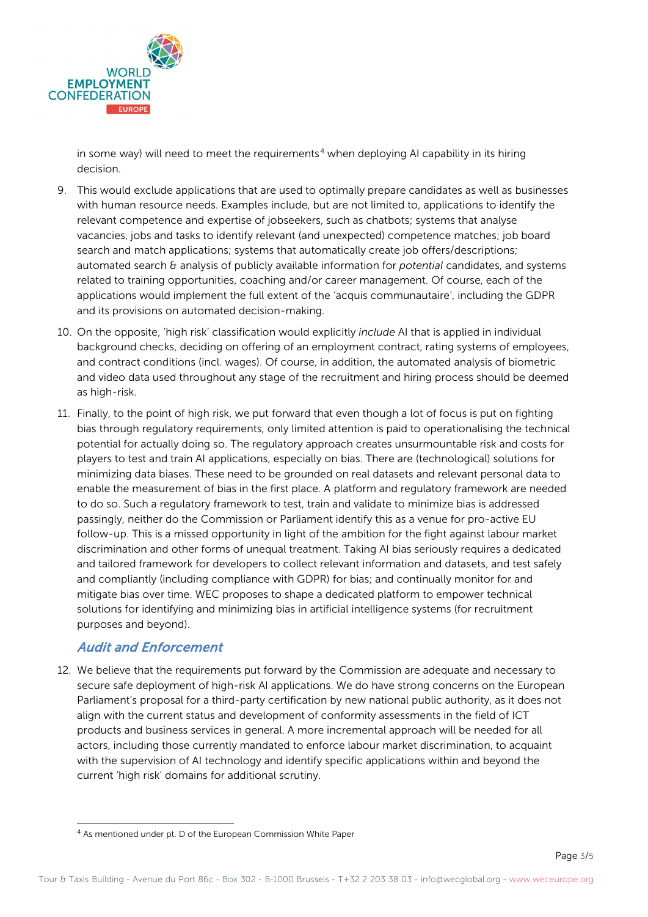in some way) will need to meet the requirements[4] when deploying AI capability in its hiring decision.

9. This would exclude applications that are used to optimally prepare candidates as well as businesses with human resource needs. Examples include, but are not limited to, applications to identify the relevant competence and expertise of jobseekers, such as chatbots; systems that analyse vacancies, jobs and tasks to identify relevant (and unexpected) competence matches; job board search and match applications; systems that automatically create job offers/descriptions; automated search & analysis of publicly available information for *potential* candidates, and systems related to training opportunities, coaching and/or career management. Of course, each of the applications would implement the full extent of the 'acquis communautaire', including the GDPR and its provisions on automated decision-making.
10. On the opposite, 'high risk' classification would explicitly *include* AI that is applied in individual background checks, deciding on offering of an employment contract, rating systems of employees, and contract conditions (incl. wages). Of course, in addition, the automated analysis of biometric and video data used throughout any stage of the recruitment and hiring process should be deemed as high-risk.
11. Finally, to the point of high risk, we put forward that even though a lot of focus is put on fighting bias through regulatory requirements, only limited attention is paid to operationalising the technical potential for actually doing so. The regulatory approach creates unsurmountable risk and costs for players to test and train AI applications, especially on bias. There are (technological) solutions for minimizing data biases. These need to be grounded on real datasets and relevant personal data to enable the measurement of bias in the first place. A platform and regulatory framework are needed to do so. Such a regulatory framework to test, train and validate to minimize bias is addressed passingly, neither do the Commission or Parliament identify this as a venue for pro-active EU follow-up. This is a missed opportunity in light of the ambition for the fight against labour market discrimination and other forms of unequal treatment. Taking AI bias seriously requires a dedicated and tailored framework for developers to collect relevant information and datasets, and test safely and compliantly (including compliance with GDPR) for bias; and continually monitor for and mitigate bias over time. WEC proposes to shape a dedicated platform to empower technical solutions for identifying and minimizing bias in artificial intelligence systems (for recruitment purposes and beyond).

### *Audit and Enforcement*

12. We believe that the requirements put forward by the Commission are adequate and necessary to secure safe deployment of high-risk AI applications. We do have strong concerns on the European Parliament's proposal for a third-party certification by new national public authority, as it does not align with the current status and development of conformity assessments in the field of ICT products and business services in general. A more incremental approach will be needed for all actors, including those currently mandated to enforce labour market discrimination, to acquaint with the supervision of AI technology and identify specific applications within and beyond the current 'high risk' domains for additional scrutiny.

[4] As mentioned under pt. D of the European Commission White Paper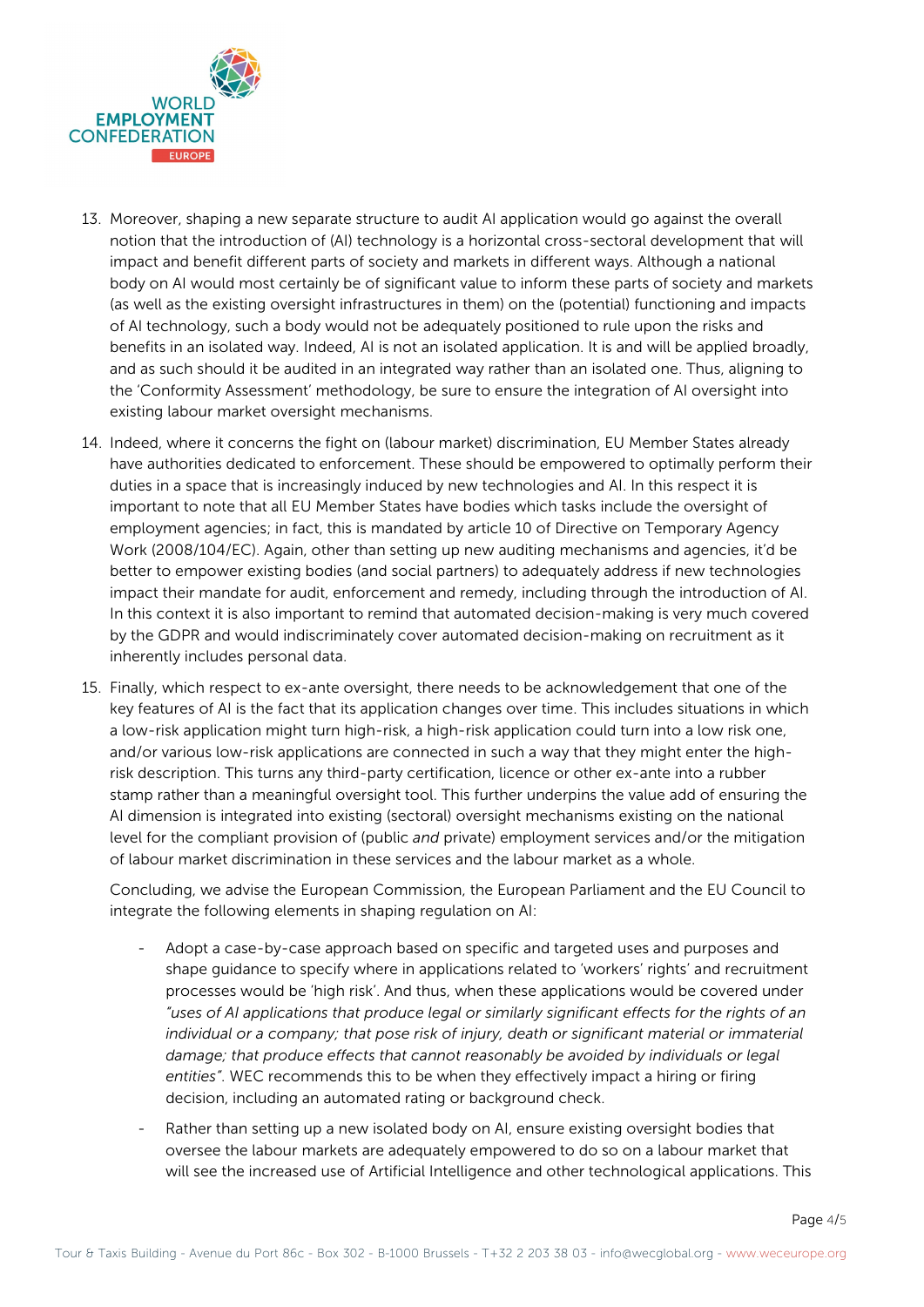13. Moreover, shaping a new separate structure to audit AI application would go against the overall notion that the introduction of (AI) technology is a horizontal cross-sectoral development that will impact and benefit different parts of society and markets in different ways. Although a national body on AI would most certainly be of significant value to inform these parts of society and markets (as well as the existing oversight infrastructures in them) on the (potential) functioning and impacts of AI technology, such a body would not be adequately positioned to rule upon the risks and benefits in an isolated way. Indeed, AI is not an isolated application. It is and will be applied broadly, and as such should it be audited in an integrated way rather than an isolated one. Thus, aligning to the 'Conformity Assessment' methodology, be sure to ensure the integration of AI oversight into existing labour market oversight mechanisms.

14. Indeed, where it concerns the fight on (labour market) discrimination, EU Member States already have authorities dedicated to enforcement. These should be empowered to optimally perform their duties in a space that is increasingly induced by new technologies and AI. In this respect it is important to note that all EU Member States have bodies which tasks include the oversight of employment agencies; in fact, this is mandated by article 10 of Directive on Temporary Agency Work (2008/104/EC). Again, other than setting up new auditing mechanisms and agencies, it'd be better to empower existing bodies (and social partners) to adequately address if new technologies impact their mandate for audit, enforcement and remedy, including through the introduction of AI. In this context it is also important to remind that automated decision-making is very much covered by the GDPR and would indiscriminately cover automated decision-making on recruitment as it inherently includes personal data.

15. Finally, which respect to ex-ante oversight, there needs to be acknowledgement that one of the key features of AI is the fact that its application changes over time. This includes situations in which a low-risk application might turn high-risk, a high-risk application could turn into a low risk one, and/or various low-risk applications are connected in such a way that they might enter the high-risk description. This turns any third-party certification, licence or other ex-ante into a rubber stamp rather than a meaningful oversight tool. This further underpins the value add of ensuring the AI dimension is integrated into existing (sectoral) oversight mechanisms existing on the national level for the compliant provision of (public *and* private) employment services and/or the mitigation of labour market discrimination in these services and the labour market as a whole.

Concluding, we advise the European Commission, the European Parliament and the EU Council to integrate the following elements in shaping regulation on AI:

- Adopt a case-by-case approach based on specific and targeted uses and purposes and shape guidance to specify where in applications related to 'workers' rights' and recruitment processes would be 'high risk'. And thus, when these applications would be covered under *"uses of AI applications that produce legal or similarly significant effects for the rights of an individual or a company; that pose risk of injury, death or significant material or immaterial damage; that produce effects that cannot reasonably be avoided by individuals or legal entities"*. WEC recommends this to be when they effectively impact a hiring or firing decision, including an automated rating or background check.

- Rather than setting up a new isolated body on AI, ensure existing oversight bodies that oversee the labour markets are adequately empowered to do so on a labour market that will see the increased use of Artificial Intelligence and other technological applications. This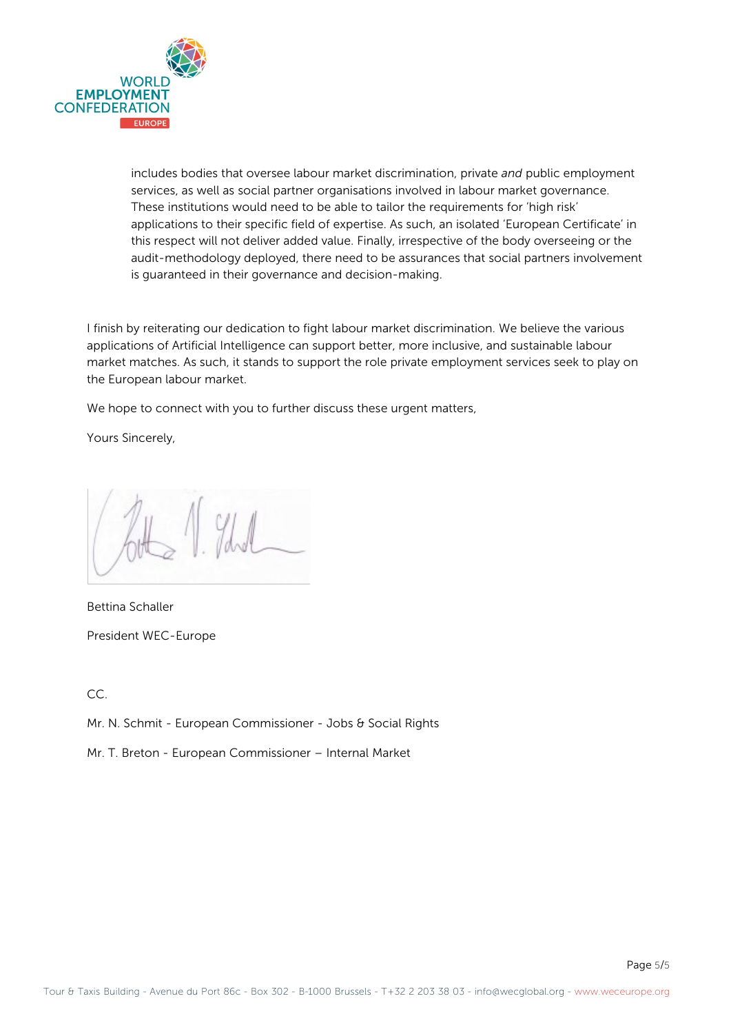includes bodies that oversee labour market discrimination, private *and* public employment services, as well as social partner organisations involved in labour market governance. These institutions would need to be able to tailor the requirements for 'high risk' applications to their specific field of expertise. As such, an isolated 'European Certificate' in this respect will not deliver added value. Finally, irrespective of the body overseeing or the audit-methodology deployed, there need to be assurances that social partners involvement is guaranteed in their governance and decision-making.

I finish by reiterating our dedication to fight labour market discrimination. We believe the various applications of Artificial Intelligence can support better, more inclusive, and sustainable labour market matches. As such, it stands to support the role private employment services seek to play on the European labour market.

We hope to connect with you to further discuss these urgent matters,

Yours Sincerely,

Bettina Schaller

President WEC-Europe

CC.

Mr. N. Schmit - European Commissioner - Jobs & Social Rights

Mr. T. Breton - European Commissioner – Internal Market